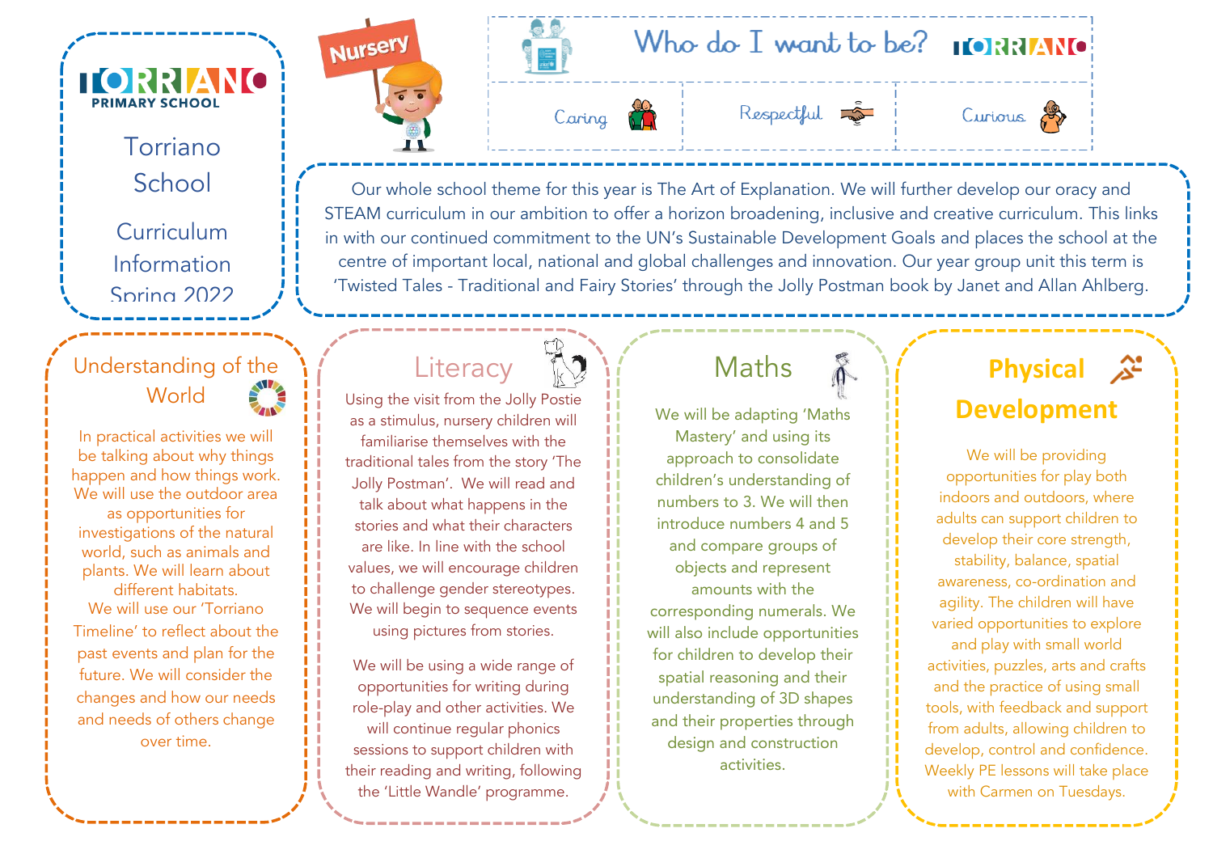# Torriano Primary School

## Torriano School

## Curriculum Information Spring 2022

Nursery

### Who do I want to be?

Caring | Respectful | Curious

Our whole school theme for this year is The Art of Explanation. We will further develop our oracy and STEAM curriculum in our ambition to offer a horizon broadening, inclusive and creative curriculum. This links in with our continued commitment to the UN's Sustainable Development Goals and places the school at the centre of important local, national and global challenges and innovation. Our year group unit this term is 'Twisted Tales - Traditional and Fairy Stories' through the Jolly Postman book by Janet and Allan Ahlberg.

## Understanding of the World

In practical activities we will be talking about why things happen and how things work. We will use the outdoor area as opportunities for investigations of the natural world, such as animals and plants. We will learn about different habitats.

We will use our 'Torriano Timeline' to reflect about the past events and plan for the future. We will consider the changes and how our needs and needs of others change over time.

## Literacy

Using the visit from the Jolly Postie as a stimulus, nursery children will familiarise themselves with the traditional tales from the story 'The Jolly Postman'. We will read and talk about what happens in the stories and what their characters are like. In line with the school values, we will encourage children to challenge gender stereotypes. We will begin to sequence events using pictures from stories.

We will be using a wide range of opportunities for writing during role-play and other activities. We will continue regular phonics sessions to support children with their reading and writing, following the 'Little Wandle' programme.

## Maths

We will be adapting 'Maths Mastery' and using its approach to consolidate children's understanding of numbers to 3. We will then introduce numbers 4 and 5 and compare groups of objects and represent amounts with the corresponding numerals. We will also include opportunities for children to develop their spatial reasoning and their understanding of 3D shapes and their properties through design and construction activities.

## Physical Development

We will be providing opportunities for play both indoors and outdoors, where adults can support children to develop their core strength, stability, balance, spatial awareness, co-ordination and agility. The children will have varied opportunities to explore and play with small world activities, puzzles, arts and crafts and the practice of using small tools, with feedback and support from adults, allowing children to develop, control and confidence. Weekly PE lessons will take place with Carmen on Tuesdays.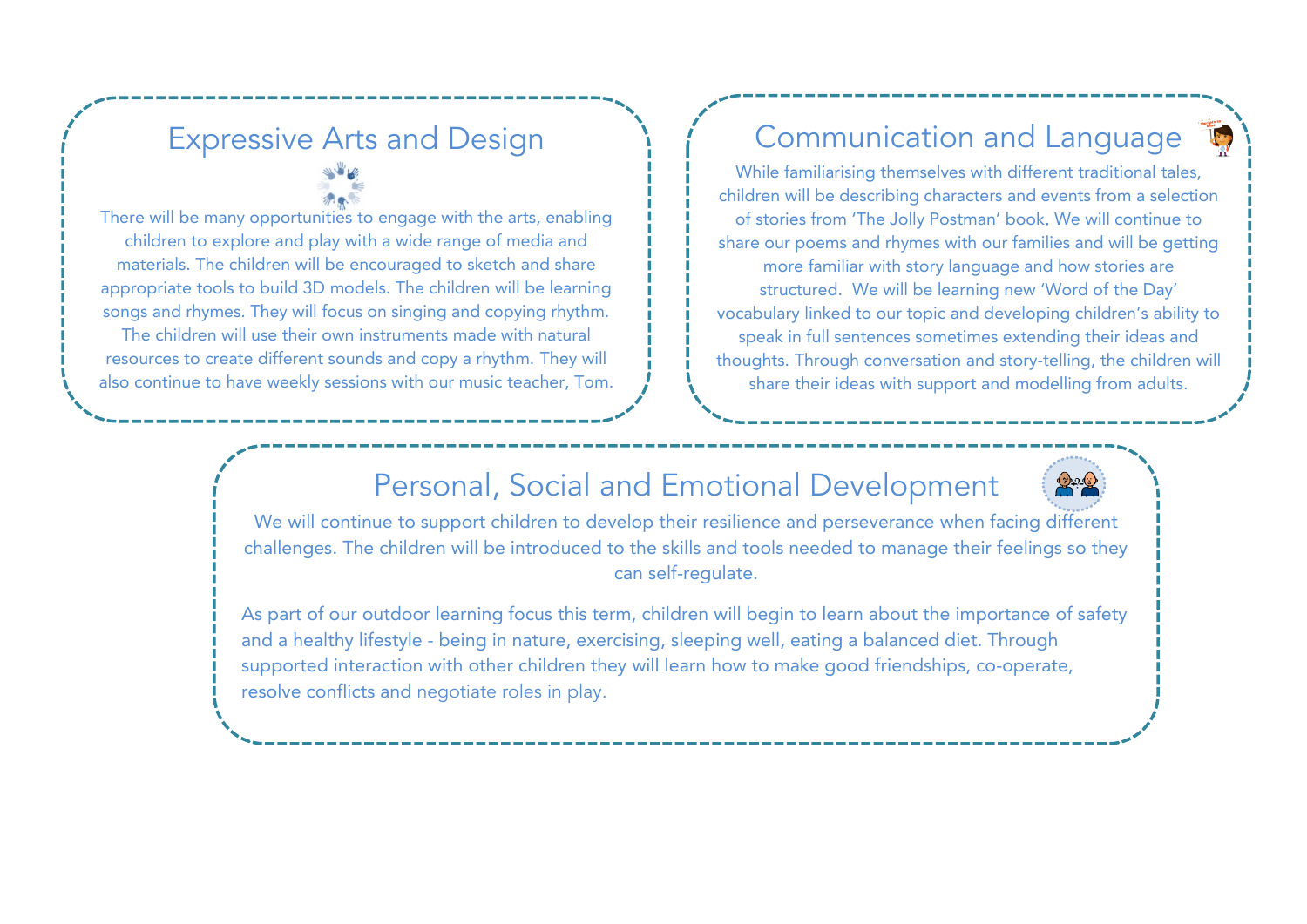## Expressive Arts and Design

There will be many opportunities to engage with the arts, enabling children to explore and play with a wide range of media and materials. The children will be encouraged to sketch and share appropriate tools to build 3D models. The children will be learning songs and rhymes. They will focus on singing and copying rhythm. The children will use their own instruments made with natural resources to create different sounds and copy a rhythm. They will also continue to have weekly sessions with our music teacher, Tom.

## Communication and Language

While familiarising themselves with different traditional tales, children will be describing characters and events from a selection of stories from 'The Jolly Postman' book. We will continue to share our poems and rhymes with our families and will be getting more familiar with story language and how stories are structured. We will be learning new 'Word of the Day' vocabulary linked to our topic and developing children's ability to speak in full sentences sometimes extending their ideas and thoughts. Through conversation and story-telling, the children will share their ideas with support and modelling from adults.

## Personal, Social and Emotional Development

We will continue to support children to develop their resilience and perseverance when facing different challenges. The children will be introduced to the skills and tools needed to manage their feelings so they can self-regulate.

As part of our outdoor learning focus this term, children will begin to learn about the importance of safety and a healthy lifestyle - being in nature, exercising, sleeping well, eating a balanced diet. Through supported interaction with other children they will learn how to make good friendships, co-operate, resolve conflicts and negotiate roles in play.